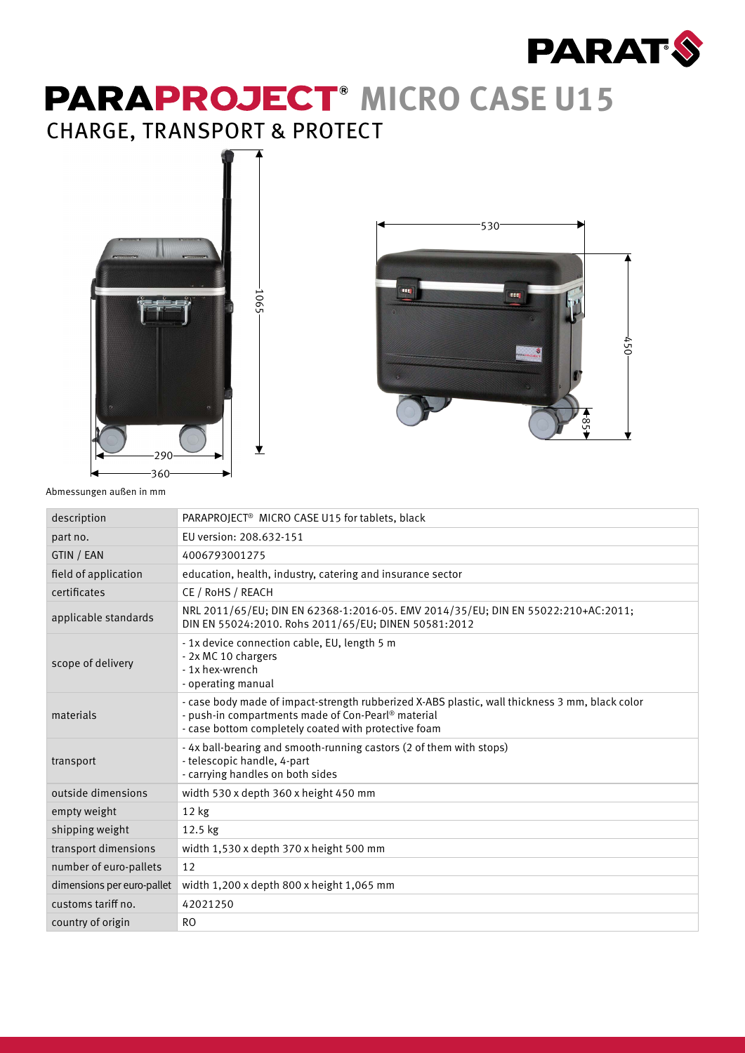# PARAPROJECT® MICRO CASE U15

## CHARGE, TRANSPORT & PROTECT

Abmessungen außen in mm

| description | PARAPROJECT® MICRO CASE U15 for tablets, black |
|---|---|
| part no. | EU version: 208.632-151 |
| GTIN / EAN | 4006793001275 |
| field of application | education, health, industry, catering and insurance sector |
| certificates | CE / RoHS / REACH |
| applicable standards | NRL 2011/65/EU; DIN EN 62368-1:2016-05. EMV 2014/35/EU; DIN EN 55022:210+AC:2011; DIN EN 55024:2010. Rohs 2011/65/EU; DINEN 50581:2012 |
| scope of delivery | - 1x device connection cable, EU, length 5 m<br>- 2x MC 10 chargers<br>- 1x hex-wrench<br>- operating manual |
| materials | - case body made of impact-strength rubberized X-ABS plastic, wall thickness 3 mm, black color<br>- push-in compartments made of Con-Pearl® material<br>- case bottom completely coated with protective foam |
| transport | - 4x ball-bearing and smooth-running castors (2 of them with stops)<br>- telescopic handle, 4-part<br>- carrying handles on both sides |
| outside dimensions | width 530 x depth 360 x height 450 mm |
| empty weight | 12 kg |
| shipping weight | 12.5 kg |
| transport dimensions | width 1,530 x depth 370 x height 500 mm |
| number of euro-pallets | 12 |
| dimensions per euro-pallet | width 1,200 x depth 800 x height 1,065 mm |
| customs tariff no. | 42021250 |
| country of origin | RO |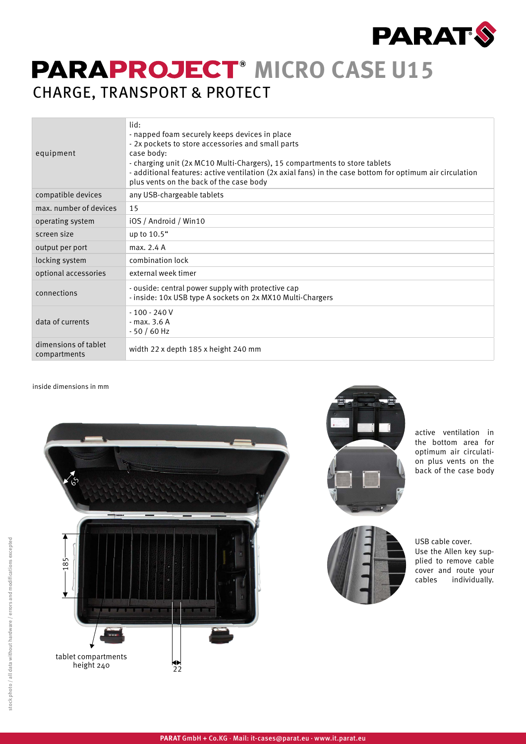# PARAPROJECT® MICRO CASE U15

## CHARGE, TRANSPORT & PROTECT

| | |
|---|---|
| equipment | lid:<br>- napped foam securely keeps devices in place<br>- 2x pockets to store accessories and small parts<br>case body:<br>- charging unit (2x MC10 Multi-Chargers), 15 compartments to store tablets<br>- additional features: active ventilation (2x axial fans) in the case bottom for optimum air circulation plus vents on the back of the case body |
| compatible devices | any USB-chargeable tablets |
| max. number of devices | 15 |
| operating system | iOS / Android / Win10 |
| screen size | up to 10.5“ |
| output per port | max. 2.4 A |
| locking system | combination lock |
| optional accessories | external week timer |
| connections | - ouside: central power supply with protective cap<br>- inside: 10x USB type A sockets on 2x MX10 Multi-Chargers |
| data of currents | - 100 - 240 V<br>- max. 3.6 A<br>- 50 / 60 Hz |
| dimensions of tablet compartments | width 22 x depth 185 x height 240 mm |

inside dimensions in mm

65

185

tablet compartments height 240

22

active ventilation in the bottom area for optimum air circulation plus vents on the back of the case body

USB cable cover. Use the Allen key supplied to remove cable cover and route your cables individually.

stock photo / all data without hardware / errors and modifications excepted

**PARAT** GmbH + Co.KG · Mail: it-cases@parat.eu · www.it.parat.eu